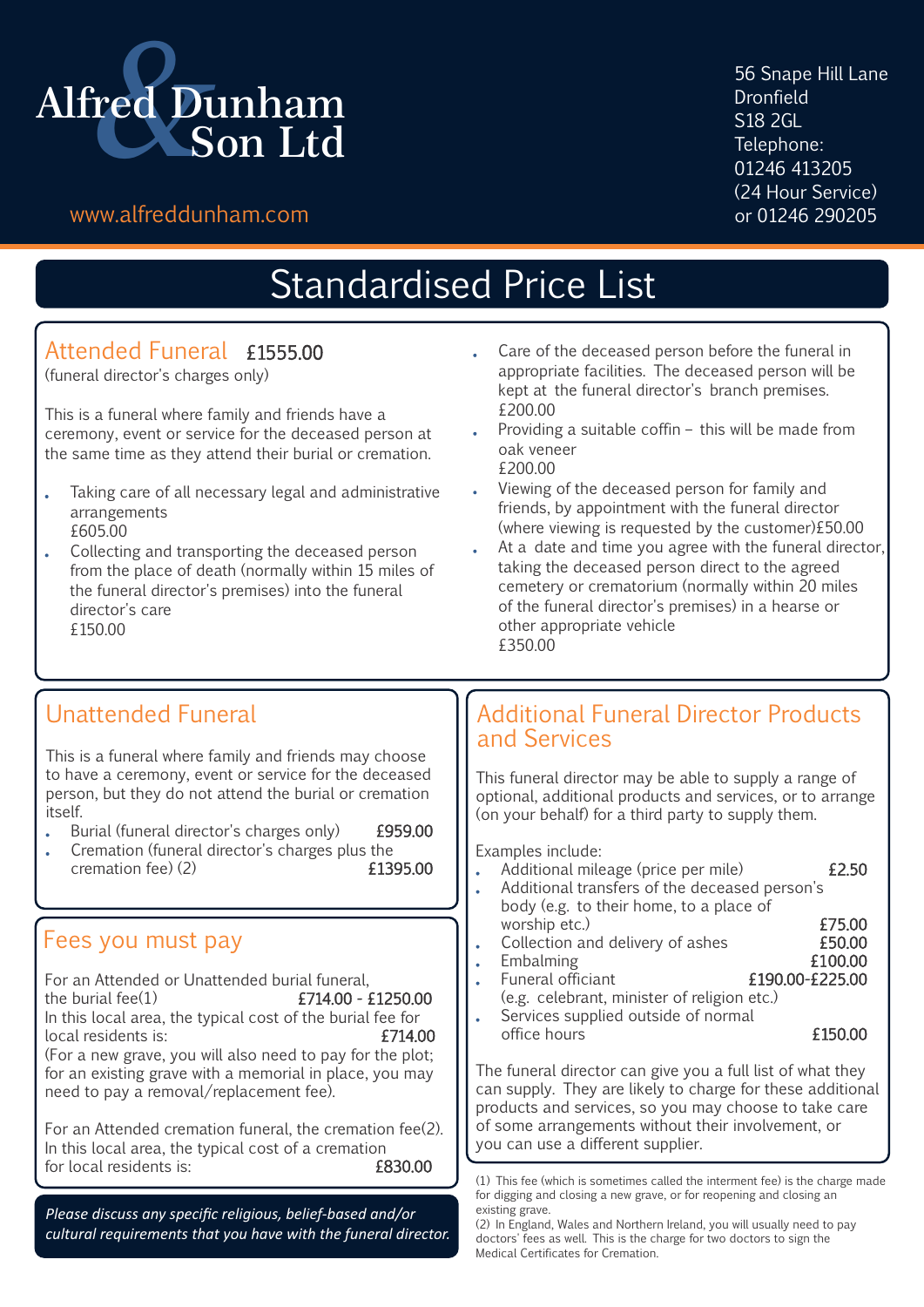# Alfred Dunham & Son Ltd

www.alfreddunham.com

56 Snape Hill Lane
Dronfield
S18 2GL
Telephone:
01246 413205
(24 Hour Service)
or 01246 290205

## Standardised Price List

### Attended Funeral **£1555.00**

(funeral director's charges only)

This is a funeral where family and friends have a ceremony, event or service for the deceased person at the same time as they attend their burial or cremation.

- Taking care of all necessary legal and administrative arrangements
  £605.00
- Collecting and transporting the deceased person from the place of death (normally within 15 miles of the funeral director's premises) into the funeral director's care
  £150.00
- Care of the deceased person before the funeral in appropriate facilities. The deceased person will be kept at the funeral director's branch premises.
  £200.00
- Providing a suitable coffin – this will be made from oak veneer
  £200.00
- Viewing of the deceased person for family and friends, by appointment with the funeral director (where viewing is requested by the customer)£50.00
- At a date and time you agree with the funeral director, taking the deceased person direct to the agreed cemetery or crematorium (normally within 20 miles of the funeral director's premises) in a hearse or other appropriate vehicle
  £350.00

### Unattended Funeral

This is a funeral where family and friends may choose to have a ceremony, event or service for the deceased person, but they do not attend the burial or cremation itself.

- Burial (funeral director's charges only) **£959.00**
- Cremation (funeral director's charges plus the cremation fee) (2) **£1395.00**

### Fees you must pay

For an Attended or Unattended burial funeral, the burial fee(1) **£714.00 - £1250.00**
In this local area, the typical cost of the burial fee for local residents is: **£714.00**
(For a new grave, you will also need to pay for the plot; for an existing grave with a memorial in place, you may need to pay a removal/replacement fee).

For an Attended cremation funeral, the cremation fee(2). In this local area, the typical cost of a cremation for local residents is: **£830.00**

*Please discuss any specific religious, belief-based and/or cultural requirements that you have with the funeral director.*

### Additional Funeral Director Products and Services

This funeral director may be able to supply a range of optional, additional products and services, or to arrange (on your behalf) for a third party to supply them.

Examples include:

- Additional mileage (price per mile) **£2.50**
- Additional transfers of the deceased person's body (e.g. to their home, to a place of worship etc.) **£75.00**
- Collection and delivery of ashes **£50.00**
- Embalming **£100.00**
- Funeral officiant **£190.00-£225.00**
  (e.g. celebrant, minister of religion etc.)
- Services supplied outside of normal office hours **£150.00**

The funeral director can give you a full list of what they can supply. They are likely to charge for these additional products and services, so you may choose to take care of some arrangements without their involvement, or you can use a different supplier.

(1) This fee (which is sometimes called the interment fee) is the charge made for digging and closing a new grave, or for reopening and closing an existing grave.
(2) In England, Wales and Northern Ireland, you will usually need to pay doctors' fees as well. This is the charge for two doctors to sign the Medical Certificates for Cremation.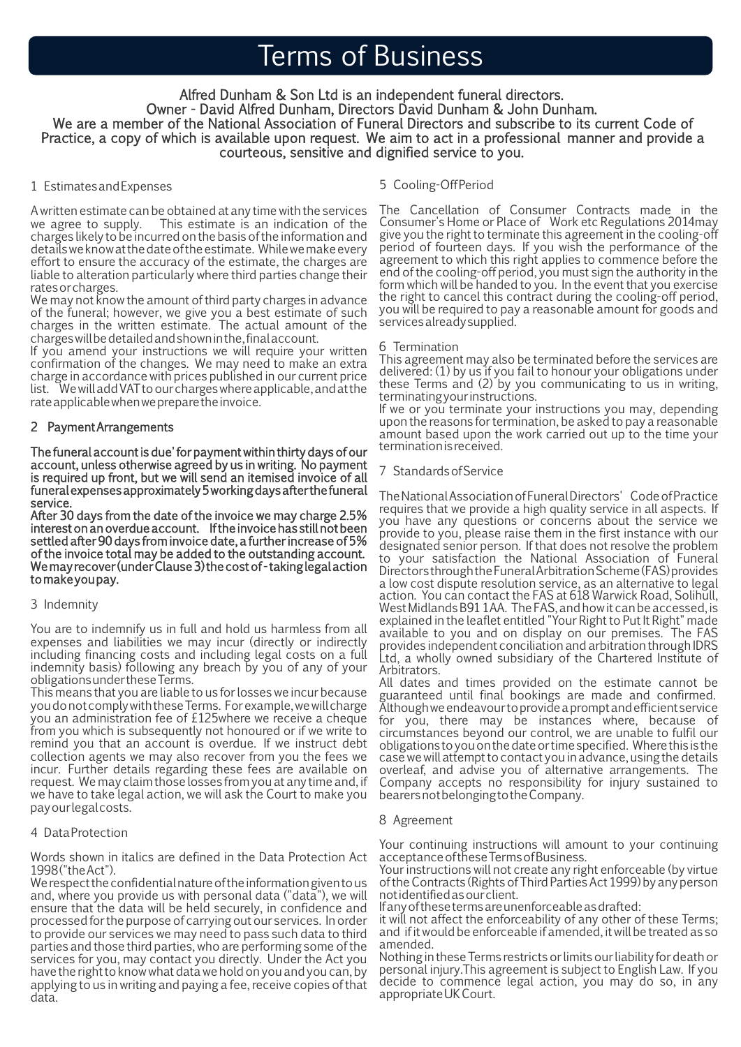# Terms of Business

**Alfred Dunham & Son Ltd is an independent funeral directors.**
**Owner - David Alfred Dunham, Directors David Dunham & John Dunham.**
**We are a member of the National Association of Funeral Directors and subscribe to its current Code of Practice, a copy of which is available upon request. We aim to act in a professional manner and provide a courteous, sensitive and dignified service to you.**

## 1 Estimates and Expenses

A written estimate can be obtained at any time with the services we agree to supply. This estimate is an indication of the charges likely to be incurred on the basis of the information and details we know at the date of the estimate. While we make every effort to ensure the accuracy of the estimate, the charges are liable to alteration particularly where third parties change their rates or charges.

We may not know the amount of third party charges in advance of the funeral; however, we give you a best estimate of such charges in the written estimate. The actual amount of the charges will be detailed and shown in the, final account.

If you amend your instructions we will require your written confirmation of the changes. We may need to make an extra charge in accordance with prices published in our current price list. We will add VAT to our charges where applicable, and at the rate applicable when we prepare the invoice.

## 2 Payment Arrangements

**The funeral account is due' for payment within thirty days of our account, unless otherwise agreed by us in writing. No payment is required up front, but we will send an itemised invoice of all funeral expenses approximately 5 working days after the funeral service.**

**After 30 days from the date of the invoice we may charge 2.5% interest on an overdue account. If the invoice has still not been settled after 90 days from invoice date, a further increase of 5% of the invoice total may be added to the outstanding account. We may recover (under Clause 3) the cost of - taking legal action to make you pay.**

## 3 Indemnity

You are to indemnify us in full and hold us harmless from all expenses and liabilities we may incur (directly or indirectly including financing costs and including legal costs on a full indemnity basis) following any breach by you of any of your obligations under these Terms.

This means that you are liable to us for losses we incur because you do not comply with these Terms. For example, we will charge you an administration fee of £125where we receive a cheque from you which is subsequently not honoured or if we write to remind you that an account is overdue. If we instruct debt collection agents we may also recover from you the fees we incur. Further details regarding these fees are available on request. We may claim those losses from you at any time and, if we have to take legal action, we will ask the Court to make you pay our legal costs.

## 4 Data Protection

Words shown in italics are defined in the Data Protection Act 1998 ("the Act").

We respect the confidential nature of the information given to us and, where you provide us with personal data ("data"), we will ensure that the data will be held securely, in confidence and processed for the purpose of carrying out our services. In order to provide our services we may need to pass such data to third parties and those third parties, who are performing some of the services for you, may contact you directly. Under the Act you have the right to know what data we hold on you and you can, by applying to us in writing and paying a fee, receive copies of that data.

## 5 Cooling-Off Period

The Cancellation of Consumer Contracts made in the Consumer's Home or Place of Work etc Regulations 2014may give you the right to terminate this agreement in the cooling-off period of fourteen days. If you wish the performance of the agreement to which this right applies to commence before the end of the cooling-off period, you must sign the authority in the form which will be handed to you. In the event that you exercise the right to cancel this contract during the cooling-off period, you will be required to pay a reasonable amount for goods and services already supplied.

## 6 Termination

This agreement may also be terminated before the services are delivered: (1) by us if you fail to honour your obligations under these Terms and (2) by you communicating to us in writing, terminating your instructions.

If we or you terminate your instructions you may, depending upon the reasons for termination, be asked to pay a reasonable amount based upon the work carried out up to the time your termination is received.

## 7 Standards of Service

The National Association of Funeral Directors' Code of Practice requires that we provide a high quality service in all aspects. If you have any questions or concerns about the service we provide to you, please raise them in the first instance with our designated senior person. If that does not resolve the problem to your satisfaction the National Association of Funeral Directors through the Funeral Arbitration Scheme (FAS) provides a low cost dispute resolution service, as an alternative to legal action. You can contact the FAS at 618 Warwick Road, Solihull, West Midlands B91 1AA. The FAS, and how it can be accessed, is explained in the leaflet entitled "Your Right to Put It Right" made available to you and on display on our premises. The FAS provides independent conciliation and arbitration through IDRS Ltd, a wholly owned subsidiary of the Chartered Institute of Arbitrators.

All dates and times provided on the estimate cannot be guaranteed until final bookings are made and confirmed. Although we endeavour to provide a prompt and efficient service for you, there may be instances where, because of circumstances beyond our control, we are unable to fulfil our obligations to you on the date or time specified. Where this is the case we will attempt to contact you in advance, using the details overleaf, and advise you of alternative arrangements. The Company accepts no responsibility for injury sustained to bearers not belonging to the Company.

## 8 Agreement

Your continuing instructions will amount to your continuing acceptance of these Terms of Business.

Your instructions will not create any right enforceable (by virtue of the Contracts (Rights of Third Parties Act 1999) by any person not identified as our client.

If any of these terms are unenforceable as drafted:

it will not affect the enforceability of any other of these Terms; and if it would be enforceable if amended, it will be treated as so amended.

Nothing in these Terms restricts or limits our liability for death or personal injury.This agreement is subject to English Law. If you decide to commence legal action, you may do so, in any appropriate UK Court.